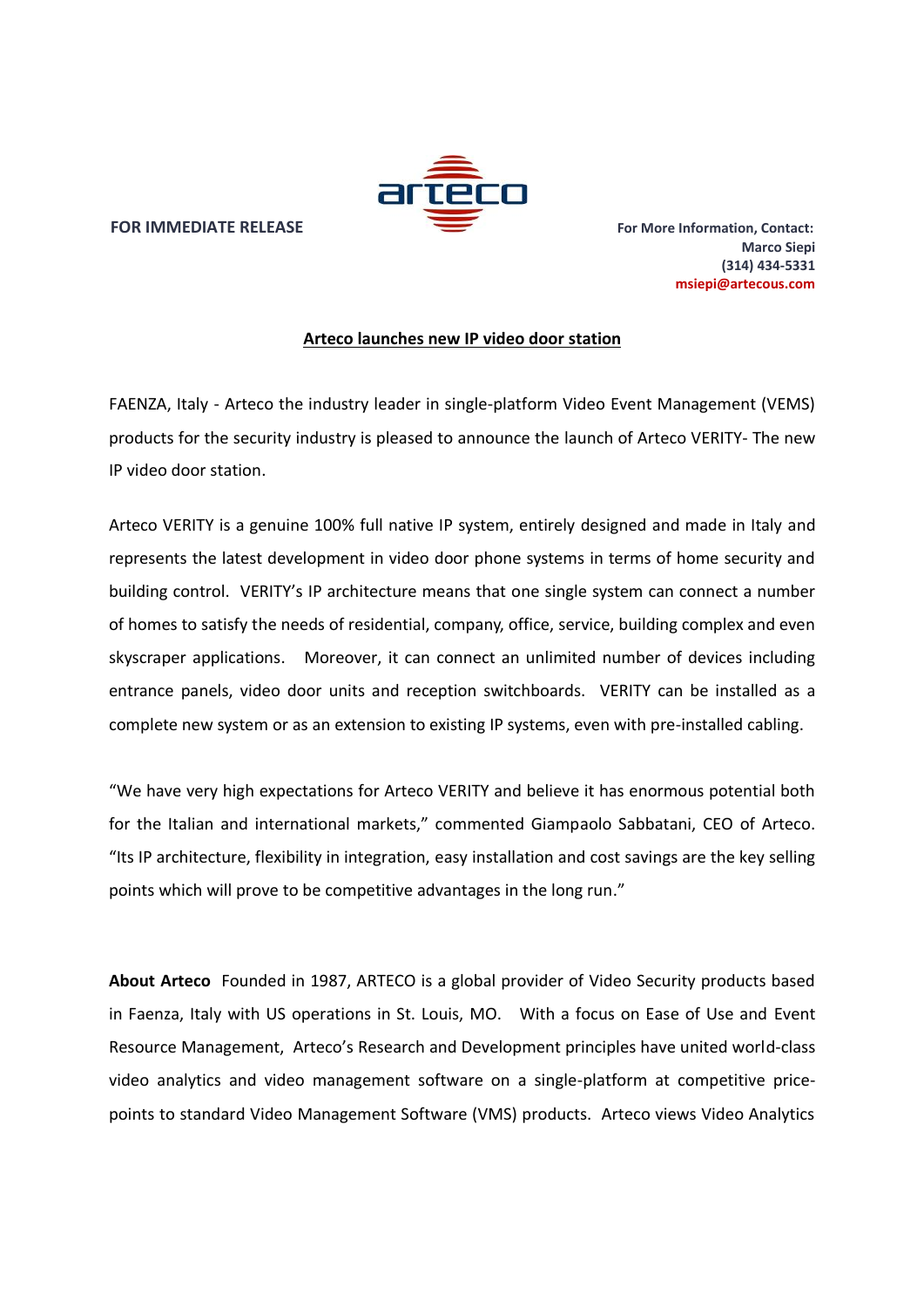**FOR IMMEDIATE RELEASE**

**For More Information, Contact:**
**Marco Siepi**
**(314) 434-5331**
**msiepi@artecous.com**

## Arteco launches new IP video door station

FAENZA, Italy - Arteco the industry leader in single-platform Video Event Management (VEMS) products for the security industry is pleased to announce the launch of Arteco VERITY- The new IP video door station.

Arteco VERITY is a genuine 100% full native IP system, entirely designed and made in Italy and represents the latest development in video door phone systems in terms of home security and building control. VERITY's IP architecture means that one single system can connect a number of homes to satisfy the needs of residential, company, office, service, building complex and even skyscraper applications. Moreover, it can connect an unlimited number of devices including entrance panels, video door units and reception switchboards. VERITY can be installed as a complete new system or as an extension to existing IP systems, even with pre-installed cabling.

"We have very high expectations for Arteco VERITY and believe it has enormous potential both for the Italian and international markets," commented Giampaolo Sabbatani, CEO of Arteco. "Its IP architecture, flexibility in integration, easy installation and cost savings are the key selling points which will prove to be competitive advantages in the long run."

**About Arteco** Founded in 1987, ARTECO is a global provider of Video Security products based in Faenza, Italy with US operations in St. Louis, MO. With a focus on Ease of Use and Event Resource Management, Arteco's Research and Development principles have united world-class video analytics and video management software on a single-platform at competitive price-points to standard Video Management Software (VMS) products. Arteco views Video Analytics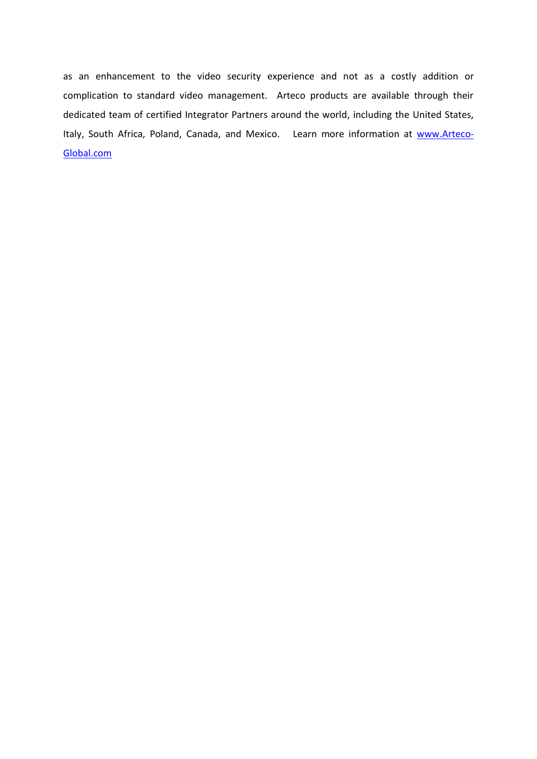as an enhancement to the video security experience and not as a costly addition or complication to standard video management. Arteco products are available through their dedicated team of certified Integrator Partners around the world, including the United States, Italy, South Africa, Poland, Canada, and Mexico. Learn more information at [www.Arteco-Global.com](http://www.Arteco-Global.com)